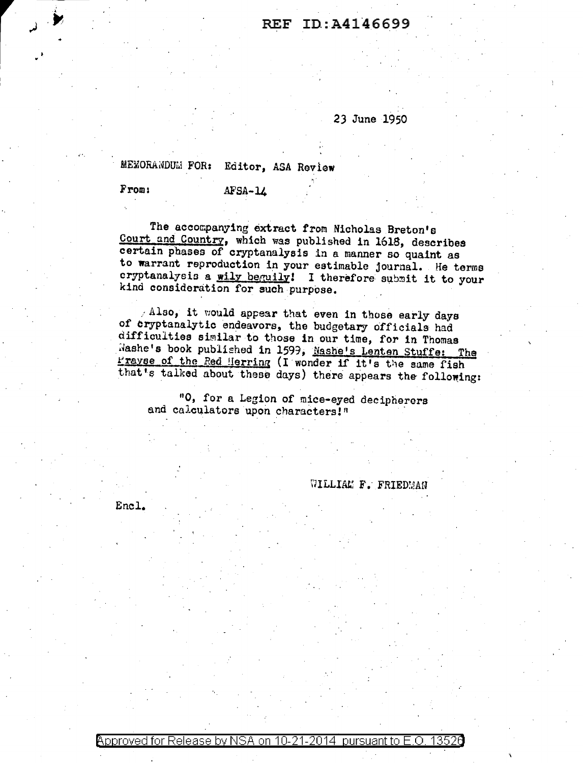REF ID:A4146699

23 June 1950

MEMORANDUM FOR: Editor, ASA Review

From: AFSA-14

The accompanying extract from Nicholas Breton's Court and Country, which was published in 1618, describes certain phases of cryptanalysis in a manner so quaint as to warrant reproduction in your estimable journal. He terms cryptanalysis a wily beguily! I therefore submit it to your kind consideration for such purpose.

Also, it would appear that even in those early days of cryptanalytic endeavors, the budgetary officials had difficulties similar to those in our time, for in Thomas Nashe's book published in 1599, Nashe's Lenten Stuffe: The Prayse of the Red Herring (I wonder if it's the same fish that's talked about these days) there appears the following:

> "O, for a Legion of mice-eyed decipherers and calculators upon characters!"

WILLIAM F. FRIEDMAN

Encl.

Approved for Release by NSA on 10-21-2014 pursuant to E.O. 13526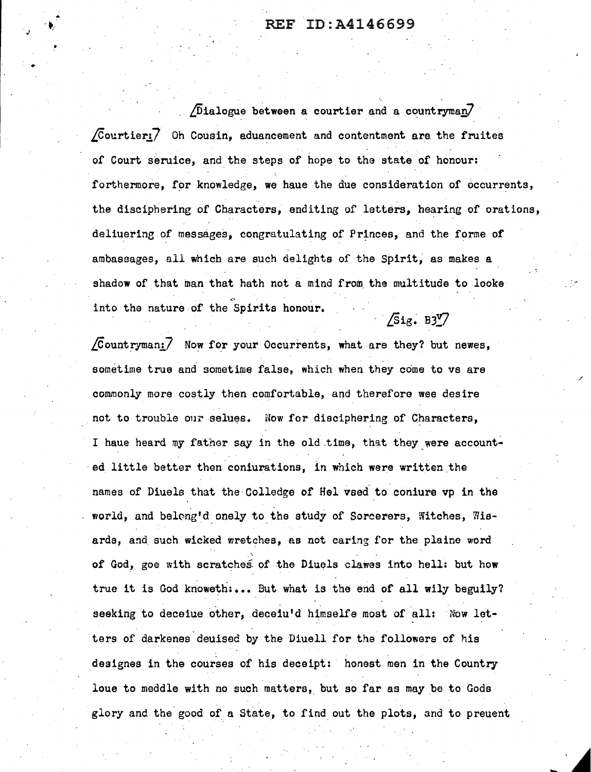[Dialogue between a courtier and a countryman]

[Courtier:] Oh Cousin, aduancement and contentment are the fruites of Court seruice, and the steps of hope to the state of honour: forthermore, for knowledge, we haue the due consideration of occurrents, the disciphering of Characters, enditing of letters, hearing of orations, deliuering of messages, congratulating of Princes, and the forme of ambassages, all which are such delights of the Spirit, as makes a shadow of that man that hath not a mind from the multitude to looke into the nature of the Spirits honour.

[Sig. B3v]

[Countryman:] Now for your Occurrents, what are they? but newes, sometime true and sometime false, which when they come to vs are commonly more costly then comfortable, and therefore wee desire not to trouble our selues. Now for disciphering of Characters, I haue heard my father say in the old time, that they were accounted little better then coniurations, in which were written the names of Diuels that the Colledge of Hel vsed to coniure vp in the world, and belong'd onely to the study of Sorcerers, Witches, Wisards, and such wicked wretches, as not caring for the plaine word of God, goe with scratches of the Diuels clawes into hell: but how true it is God knoweth:... But what is the end of all wily beguily? seeking to deceiue other, deceiu'd himselfe most of all: Now letters of darkenes deuised by the Diuell for the followers of his designes in the courses of his deceipt: honest men in the Country loue to meddle with no such matters, but so far as may be to Gods glory and the good of a State, to find out the plots, and to preuent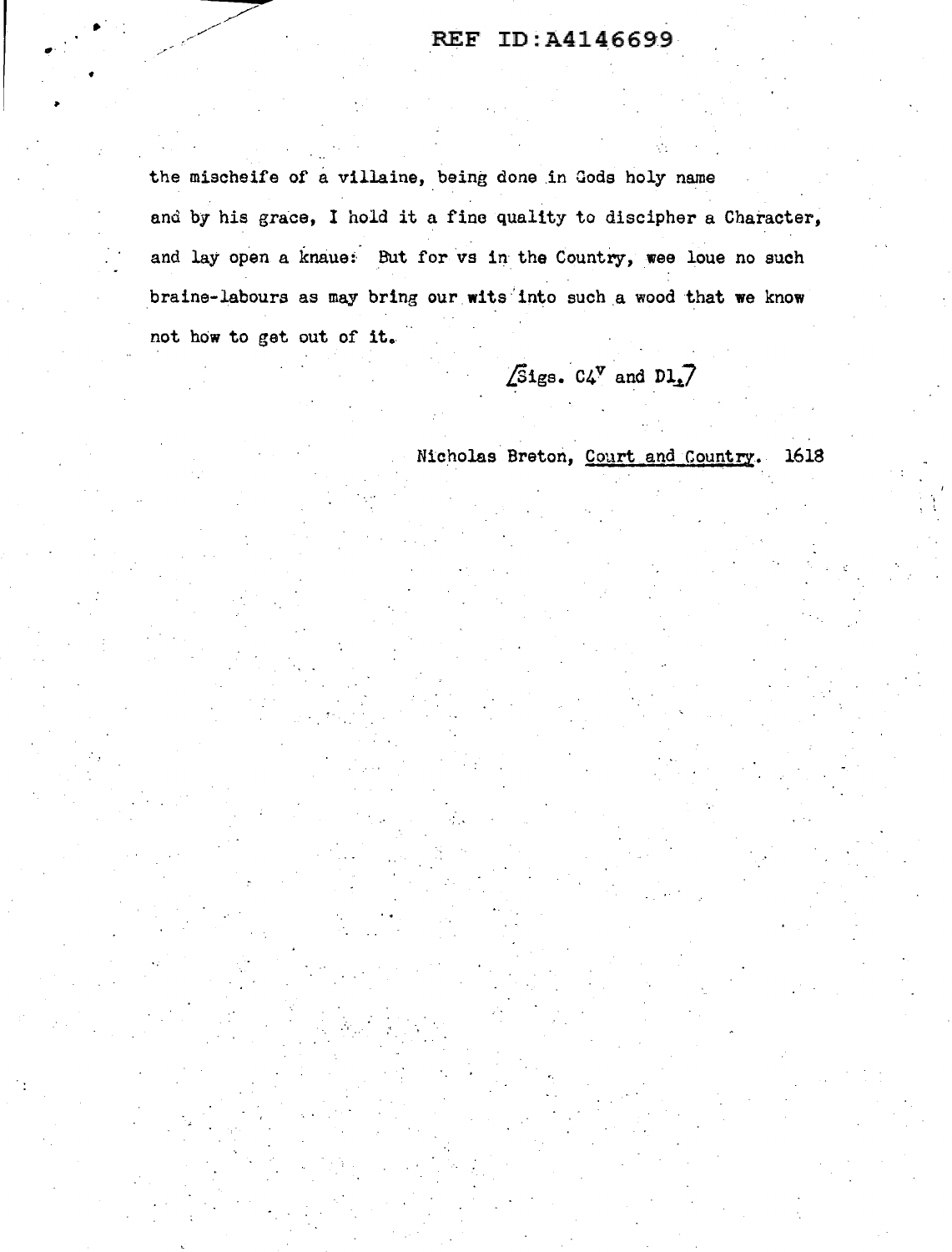the mischeife of a villaine, being done in Gods holy name and by his grace, I hold it a fine quality to discipher a Character, and lay open a knaue: But for vs in the Country, wee loue no such braine-labours as may bring our wits into such a wood that we know not how to get out of it.

[Sigs. C4$^v$ and D1.]

Nicholas Breton, Court and Country. 1618